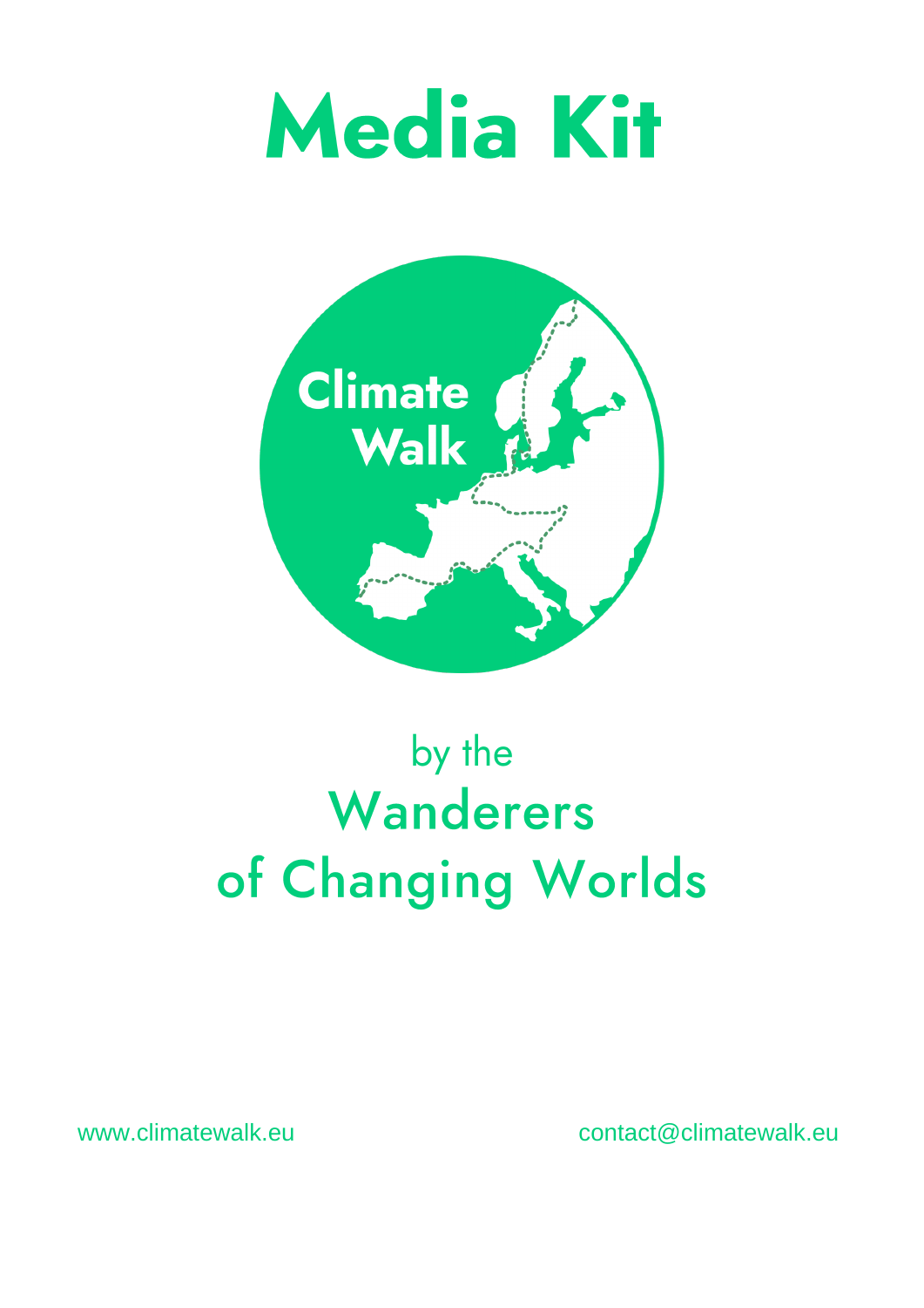# Media Kit

Climate Walk

by the

Wanderers

of Changing Worlds

www.climatewalk.eu

contact@climatewalk.eu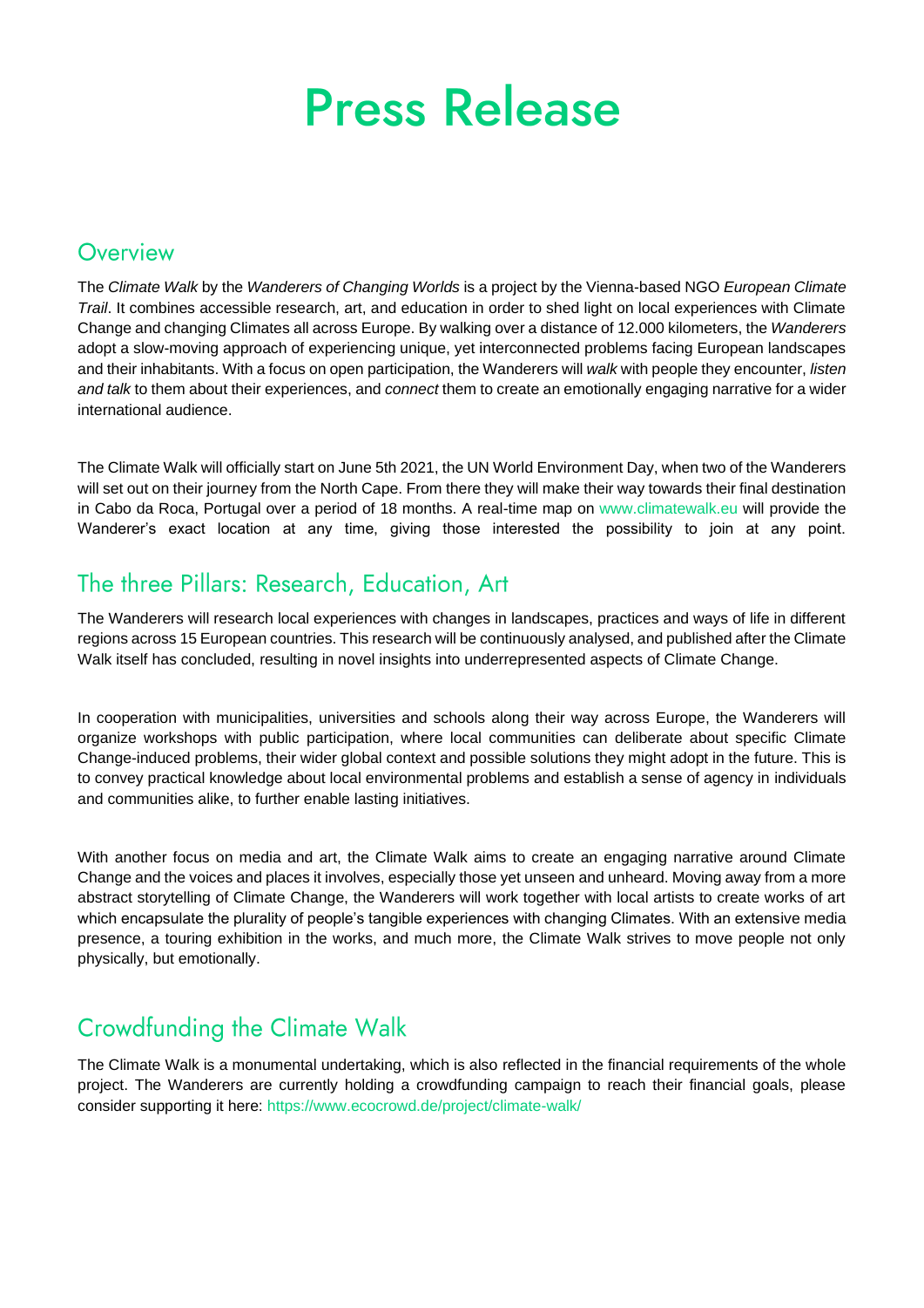# Press Release

## Overview

The *Climate Walk* by the *Wanderers of Changing Worlds* is a project by the Vienna-based NGO *European Climate Trail*. It combines accessible research, art, and education in order to shed light on local experiences with Climate Change and changing Climates all across Europe. By walking over a distance of 12.000 kilometers, the *Wanderers* adopt a slow-moving approach of experiencing unique, yet interconnected problems facing European landscapes and their inhabitants. With a focus on open participation, the Wanderers will *walk* with people they encounter, *listen and talk* to them about their experiences, and *connect* them to create an emotionally engaging narrative for a wider international audience.

The Climate Walk will officially start on June 5th 2021, the UN World Environment Day, when two of the Wanderers will set out on their journey from the North Cape. From there they will make their way towards their final destination in Cabo da Roca, Portugal over a period of 18 months. A real-time map on www.climatewalk.eu will provide the Wanderer's exact location at any time, giving those interested the possibility to join at any point.

## The three Pillars: Research, Education, Art

The Wanderers will research local experiences with changes in landscapes, practices and ways of life in different regions across 15 European countries. This research will be continuously analysed, and published after the Climate Walk itself has concluded, resulting in novel insights into underrepresented aspects of Climate Change.

In cooperation with municipalities, universities and schools along their way across Europe, the Wanderers will organize workshops with public participation, where local communities can deliberate about specific Climate Change-induced problems, their wider global context and possible solutions they might adopt in the future. This is to convey practical knowledge about local environmental problems and establish a sense of agency in individuals and communities alike, to further enable lasting initiatives.

With another focus on media and art, the Climate Walk aims to create an engaging narrative around Climate Change and the voices and places it involves, especially those yet unseen and unheard. Moving away from a more abstract storytelling of Climate Change, the Wanderers will work together with local artists to create works of art which encapsulate the plurality of people's tangible experiences with changing Climates. With an extensive media presence, a touring exhibition in the works, and much more, the Climate Walk strives to move people not only physically, but emotionally.

## Crowdfunding the Climate Walk

The Climate Walk is a monumental undertaking, which is also reflected in the financial requirements of the whole project. The Wanderers are currently holding a crowdfunding campaign to reach their financial goals, please consider supporting it here: https://www.ecocrowd.de/project/climate-walk/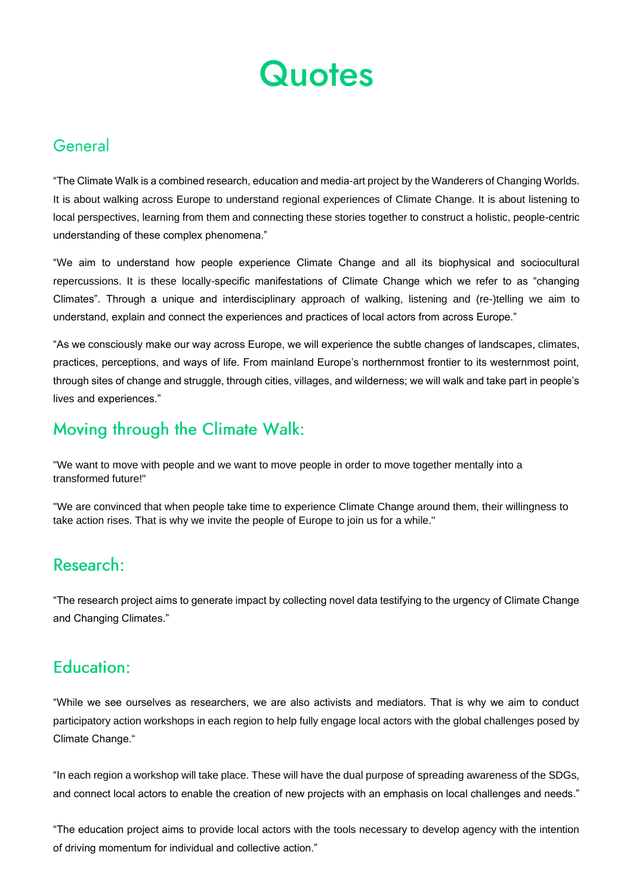# Quotes

## General

“The Climate Walk is a combined research, education and media-art project by the Wanderers of Changing Worlds. It is about walking across Europe to understand regional experiences of Climate Change. It is about listening to local perspectives, learning from them and connecting these stories together to construct a holistic, people-centric understanding of these complex phenomena.”

“We aim to understand how people experience Climate Change and all its biophysical and sociocultural repercussions. It is these locally-specific manifestations of Climate Change which we refer to as “changing Climates”. Through a unique and interdisciplinary approach of walking, listening and (re-)telling we aim to understand, explain and connect the experiences and practices of local actors from across Europe.”

“As we consciously make our way across Europe, we will experience the subtle changes of landscapes, climates, practices, perceptions, and ways of life. From mainland Europe’s northernmost frontier to its westernmost point, through sites of change and struggle, through cities, villages, and wilderness; we will walk and take part in people’s lives and experiences.”

## Moving through the Climate Walk:

"We want to move with people and we want to move people in order to move together mentally into a transformed future!"

"We are convinced that when people take time to experience Climate Change around them, their willingness to take action rises. That is why we invite the people of Europe to join us for a while."

## Research:

“The research project aims to generate impact by collecting novel data testifying to the urgency of Climate Change and Changing Climates.”

## Education:

“While we see ourselves as researchers, we are also activists and mediators. That is why we aim to conduct participatory action workshops in each region to help fully engage local actors with the global challenges posed by Climate Change.“

“In each region a workshop will take place. These will have the dual purpose of spreading awareness of the SDGs, and connect local actors to enable the creation of new projects with an emphasis on local challenges and needs.”

“The education project aims to provide local actors with the tools necessary to develop agency with the intention of driving momentum for individual and collective action.”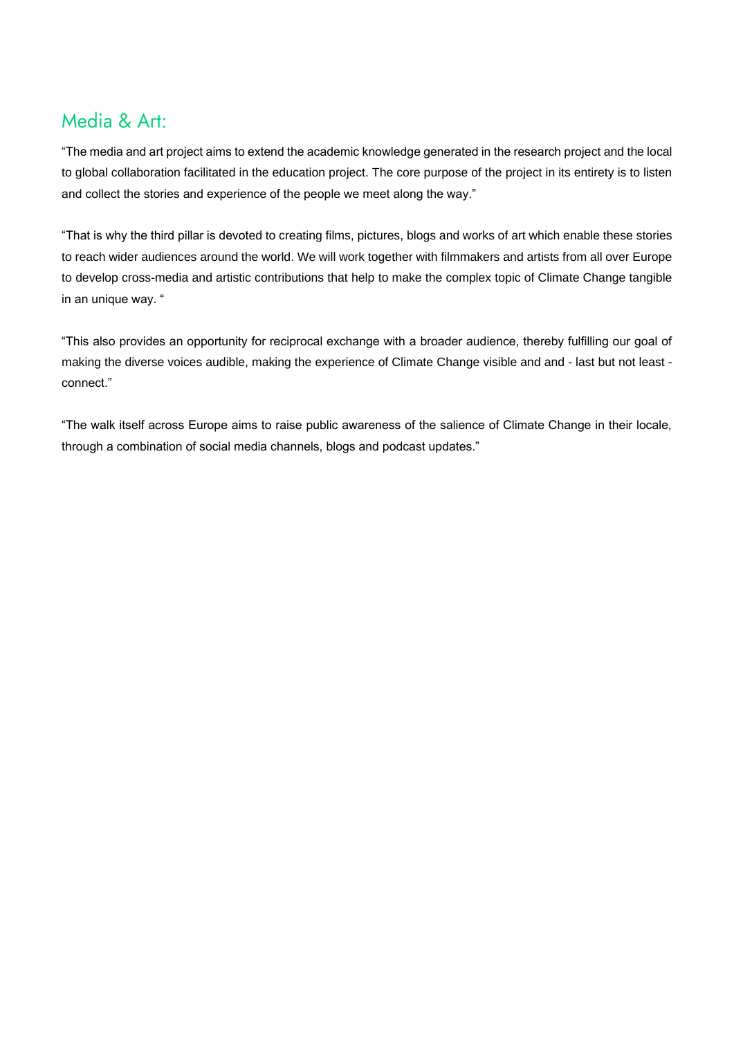## Media & Art:

“The media and art project aims to extend the academic knowledge generated in the research project and the local to global collaboration facilitated in the education project. The core purpose of the project in its entirety is to listen and collect the stories and experience of the people we meet along the way.”

“That is why the third pillar is devoted to creating films, pictures, blogs and works of art which enable these stories to reach wider audiences around the world. We will work together with filmmakers and artists from all over Europe to develop cross-media and artistic contributions that help to make the complex topic of Climate Change tangible in an unique way. “

“This also provides an opportunity for reciprocal exchange with a broader audience, thereby fulfilling our goal of making the diverse voices audible, making the experience of Climate Change visible and and - last but not least - connect.”

“The walk itself across Europe aims to raise public awareness of the salience of Climate Change in their locale, through a combination of social media channels, blogs and podcast updates.”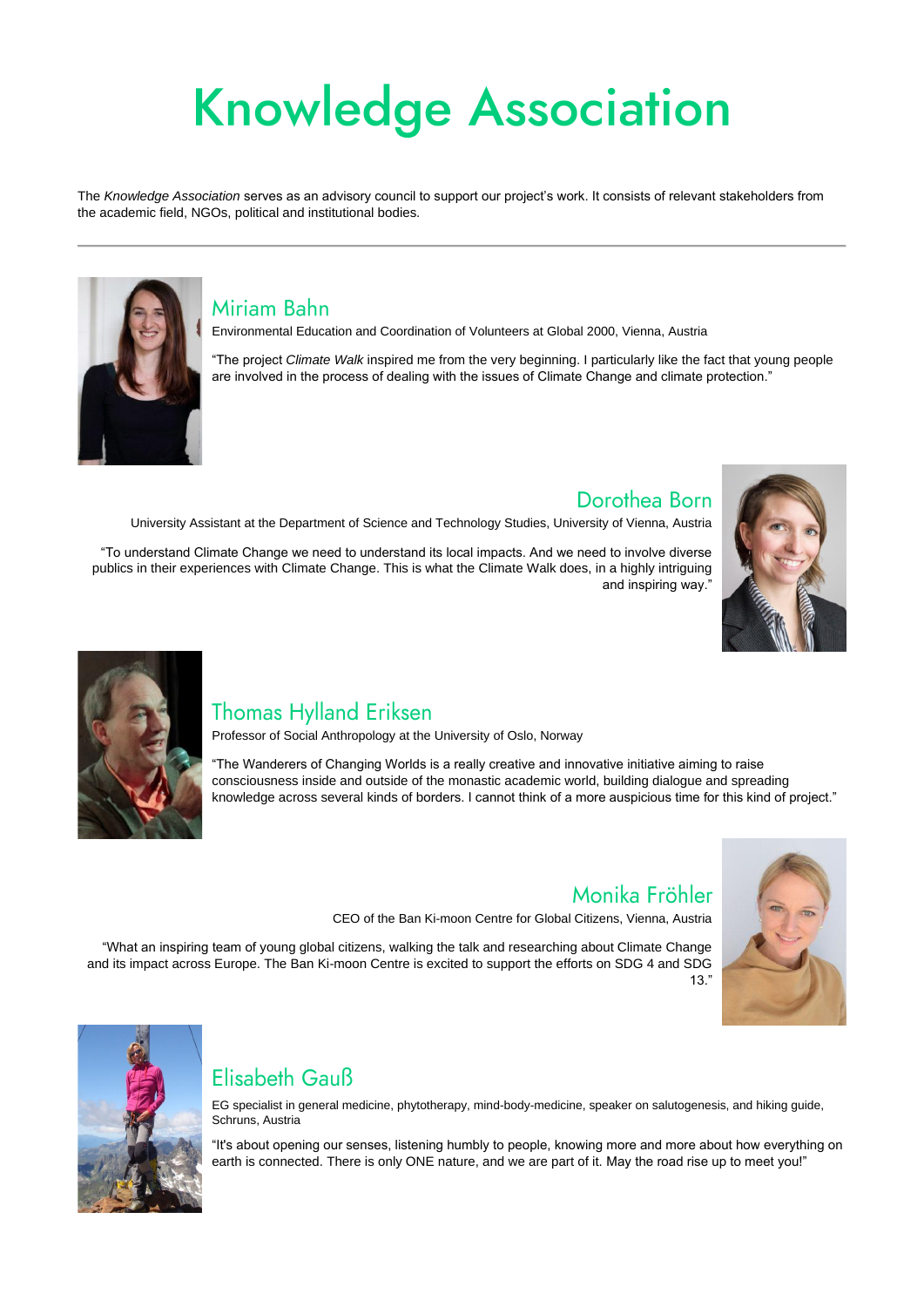# Knowledge Association

The *Knowledge Association* serves as an advisory council to support our project's work. It consists of relevant stakeholders from the academic field, NGOs, political and institutional bodies.

---

## Miriam Bahn

Environmental Education and Coordination of Volunteers at Global 2000, Vienna, Austria

"The project *Climate Walk* inspired me from the very beginning. I particularly like the fact that young people are involved in the process of dealing with the issues of Climate Change and climate protection."

## Dorothea Born

University Assistant at the Department of Science and Technology Studies, University of Vienna, Austria

"To understand Climate Change we need to understand its local impacts. And we need to involve diverse publics in their experiences with Climate Change. This is what the Climate Walk does, in a highly intriguing and inspiring way."

## Thomas Hylland Eriksen

Professor of Social Anthropology at the University of Oslo, Norway

"The Wanderers of Changing Worlds is a really creative and innovative initiative aiming to raise consciousness inside and outside of the monastic academic world, building dialogue and spreading knowledge across several kinds of borders. I cannot think of a more auspicious time for this kind of project."

## Monika Fröhler

CEO of the Ban Ki-moon Centre for Global Citizens, Vienna, Austria

"What an inspiring team of young global citizens, walking the talk and researching about Climate Change and its impact across Europe. The Ban Ki-moon Centre is excited to support the efforts on SDG 4 and SDG 13."

## Elisabeth Gauß

EG specialist in general medicine, phytotherapy, mind-body-medicine, speaker on salutogenesis, and hiking guide, Schruns, Austria

"It's about opening our senses, listening humbly to people, knowing more and more about how everything on earth is connected. There is only ONE nature, and we are part of it. May the road rise up to meet you!"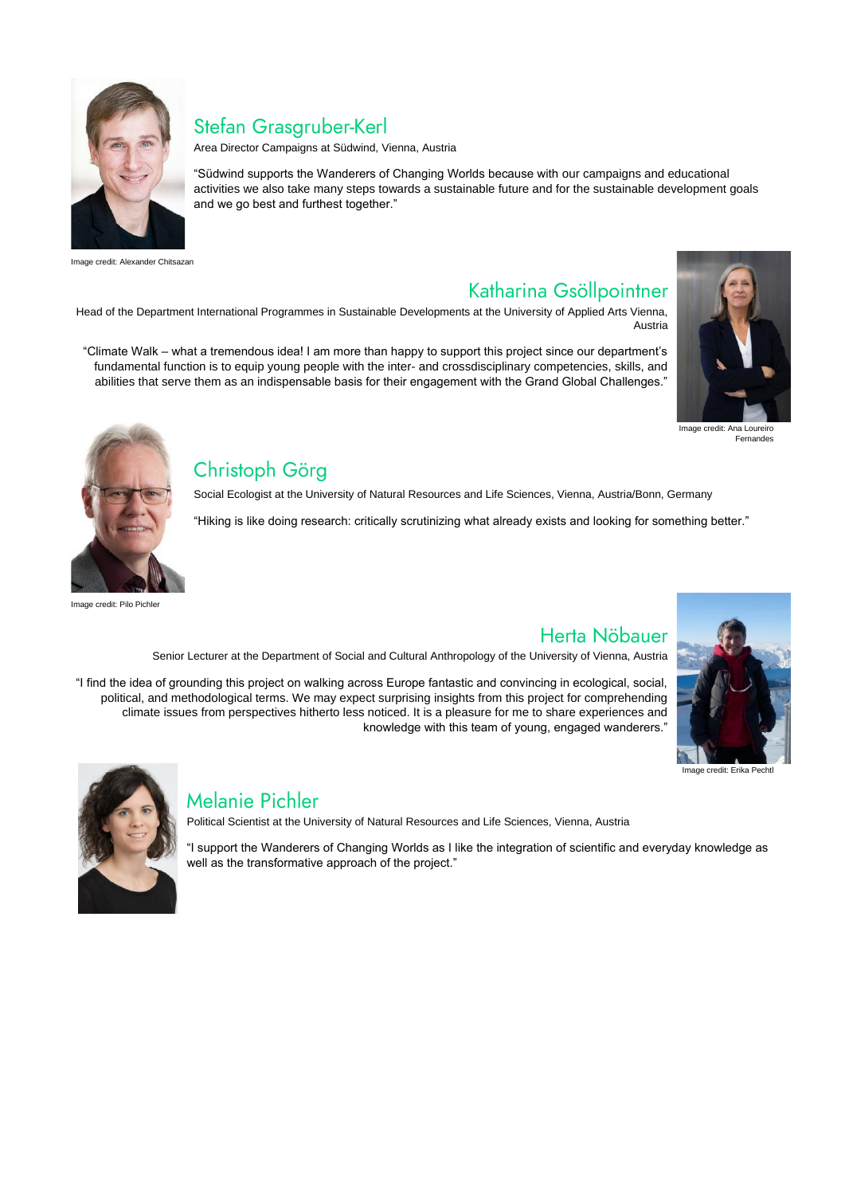## Stefan Grasgruber-Kerl

Area Director Campaigns at Südwind, Vienna, Austria

"Südwind supports the Wanderers of Changing Worlds because with our campaigns and educational activities we also take many steps towards a sustainable future and for the sustainable development goals and we go best and furthest together."

Image credit: Alexander Chitsazan

## Katharina Gsöllpointner

Head of the Department International Programmes in Sustainable Developments at the University of Applied Arts Vienna, Austria

"Climate Walk – what a tremendous idea! I am more than happy to support this project since our department's fundamental function is to equip young people with the inter- and crossdisciplinary competencies, skills, and abilities that serve them as an indispensable basis for their engagement with the Grand Global Challenges."

Image credit: Ana Loureiro Fernandes

## Christoph Görg

Social Ecologist at the University of Natural Resources and Life Sciences, Vienna, Austria/Bonn, Germany

"Hiking is like doing research: critically scrutinizing what already exists and looking for something better."

Image credit: Pilo Pichler

## Herta Nöbauer

Senior Lecturer at the Department of Social and Cultural Anthropology of the University of Vienna, Austria

"I find the idea of grounding this project on walking across Europe fantastic and convincing in ecological, social, political, and methodological terms. We may expect surprising insights from this project for comprehending climate issues from perspectives hitherto less noticed. It is a pleasure for me to share experiences and knowledge with this team of young, engaged wanderers."

Image credit: Erika Pechtl

## Melanie Pichler

Political Scientist at the University of Natural Resources and Life Sciences, Vienna, Austria

"I support the Wanderers of Changing Worlds as I like the integration of scientific and everyday knowledge as well as the transformative approach of the project."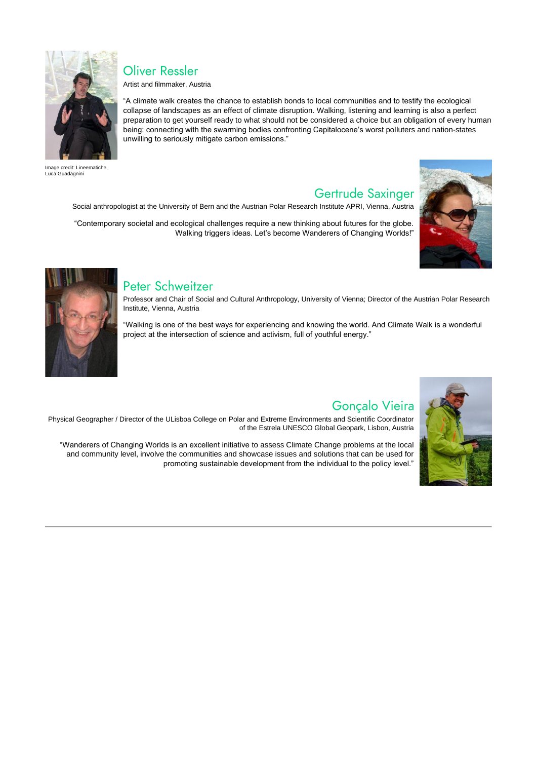## Oliver Ressler

Artist and filmmaker, Austria

"A climate walk creates the chance to establish bonds to local communities and to testify the ecological collapse of landscapes as an effect of climate disruption. Walking, listening and learning is also a perfect preparation to get yourself ready to what should not be considered a choice but an obligation of every human being: connecting with the swarming bodies confronting Capitalocene's worst polluters and nation-states unwilling to seriously mitigate carbon emissions."

Image credit: Lineematiche, Luca Guadagnini

## Gertrude Saxinger

Social anthropologist at the University of Bern and the Austrian Polar Research Institute APRI, Vienna, Austria

"Contemporary societal and ecological challenges require a new thinking about futures for the globe. Walking triggers ideas. Let's become Wanderers of Changing Worlds!"

## Peter Schweitzer

Professor and Chair of Social and Cultural Anthropology, University of Vienna; Director of the Austrian Polar Research Institute, Vienna, Austria

"Walking is one of the best ways for experiencing and knowing the world. And Climate Walk is a wonderful project at the intersection of science and activism, full of youthful energy."

## Gonçalo Vieira

Physical Geographer / Director of the ULisboa College on Polar and Extreme Environments and Scientific Coordinator of the Estrela UNESCO Global Geopark, Lisbon, Austria

"Wanderers of Changing Worlds is an excellent initiative to assess Climate Change problems at the local and community level, involve the communities and showcase issues and solutions that can be used for promoting sustainable development from the individual to the policy level."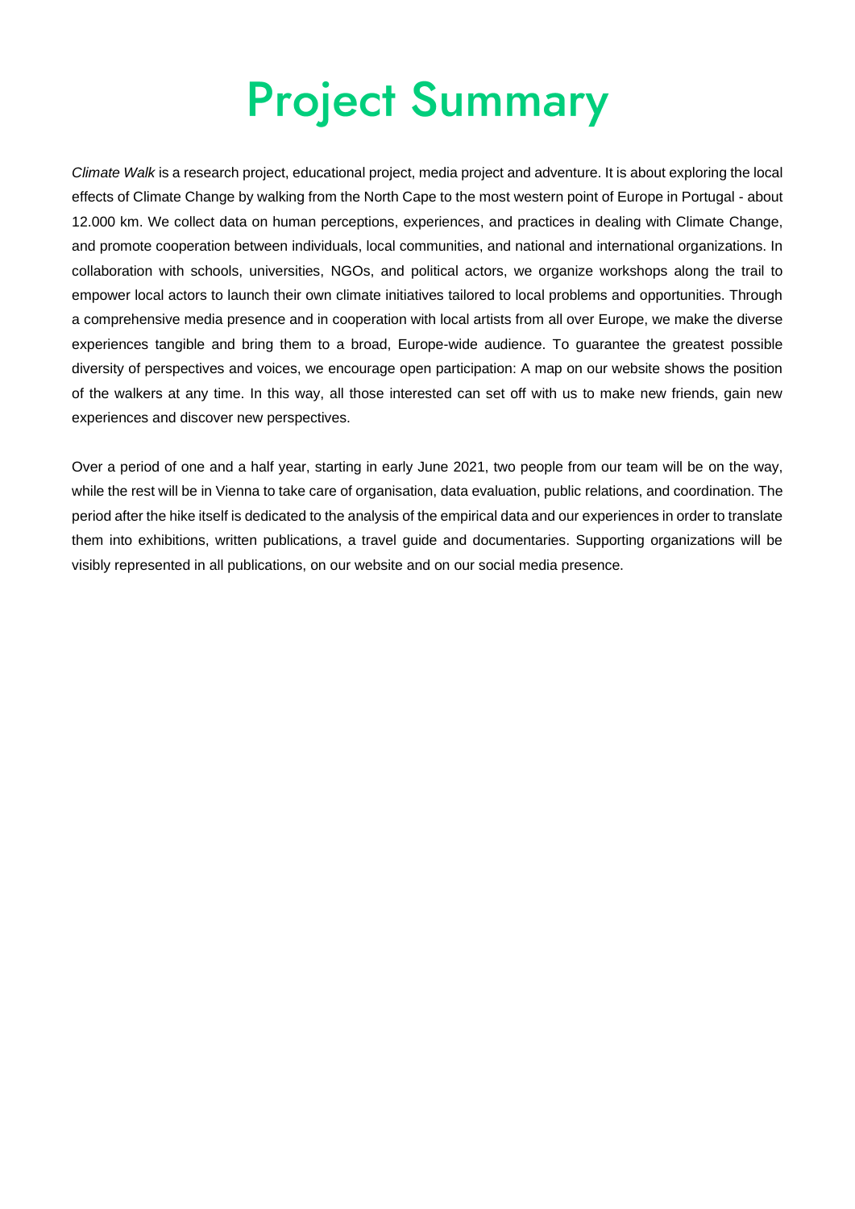# Project Summary

*Climate Walk* is a research project, educational project, media project and adventure. It is about exploring the local effects of Climate Change by walking from the North Cape to the most western point of Europe in Portugal - about 12.000 km. We collect data on human perceptions, experiences, and practices in dealing with Climate Change, and promote cooperation between individuals, local communities, and national and international organizations. In collaboration with schools, universities, NGOs, and political actors, we organize workshops along the trail to empower local actors to launch their own climate initiatives tailored to local problems and opportunities. Through a comprehensive media presence and in cooperation with local artists from all over Europe, we make the diverse experiences tangible and bring them to a broad, Europe-wide audience. To guarantee the greatest possible diversity of perspectives and voices, we encourage open participation: A map on our website shows the position of the walkers at any time. In this way, all those interested can set off with us to make new friends, gain new experiences and discover new perspectives.

Over a period of one and a half year, starting in early June 2021, two people from our team will be on the way, while the rest will be in Vienna to take care of organisation, data evaluation, public relations, and coordination. The period after the hike itself is dedicated to the analysis of the empirical data and our experiences in order to translate them into exhibitions, written publications, a travel guide and documentaries. Supporting organizations will be visibly represented in all publications, on our website and on our social media presence.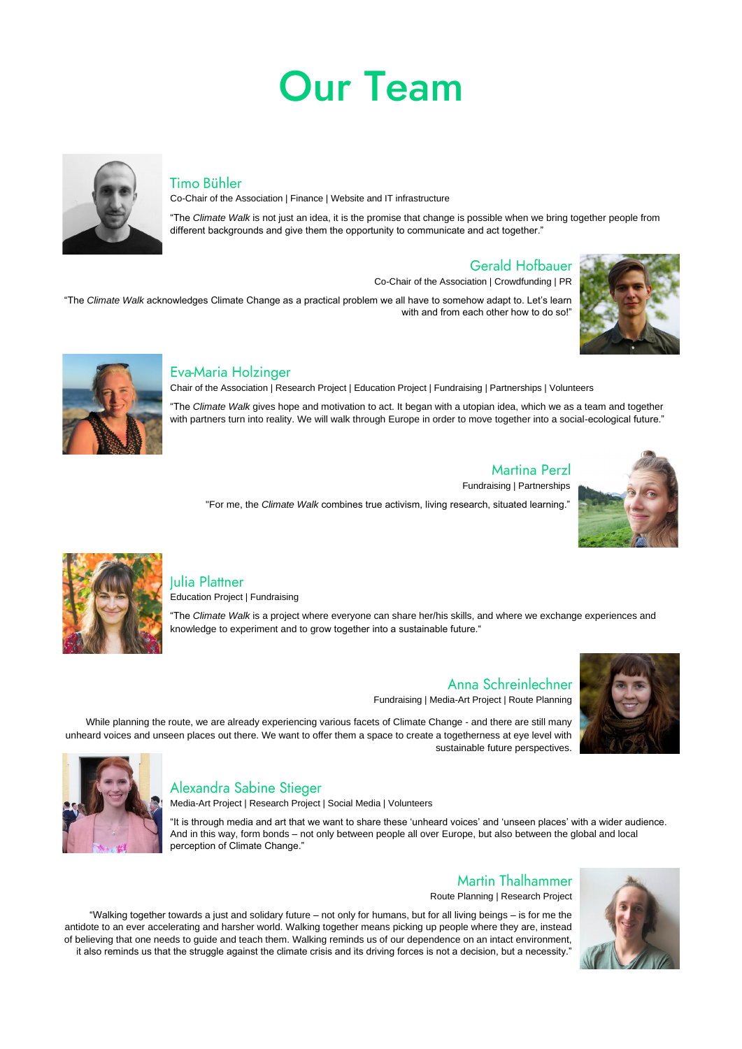# Our Team

### Timo Bühler

Co-Chair of the Association | Finance | Website and IT infrastructure

"The *Climate Walk* is not just an idea, it is the promise that change is possible when we bring together people from different backgrounds and give them the opportunity to communicate and act together."

### Gerald Hofbauer

Co-Chair of the Association | Crowdfunding | PR

"The *Climate Walk* acknowledges Climate Change as a practical problem we all have to somehow adapt to. Let's learn with and from each other how to do so!"

### Eva-Maria Holzinger

Chair of the Association | Research Project | Education Project | Fundraising | Partnerships | Volunteers

"The *Climate Walk* gives hope and motivation to act. It began with a utopian idea, which we as a team and together with partners turn into reality. We will walk through Europe in order to move together into a social-ecological future."

### Martina Perzl

Fundraising | Partnerships

"For me, the *Climate Walk* combines true activism, living research, situated learning."

### Julia Plattner

Education Project | Fundraising

"The *Climate Walk* is a project where everyone can share her/his skills, and where we exchange experiences and knowledge to experiment and to grow together into a sustainable future."

### Anna Schreinlechner

Fundraising | Media-Art Project | Route Planning

While planning the route, we are already experiencing various facets of Climate Change - and there are still many unheard voices and unseen places out there. We want to offer them a space to create a togetherness at eye level with sustainable future perspectives.

### Alexandra Sabine Stieger

Media-Art Project | Research Project | Social Media | Volunteers

"It is through media and art that we want to share these 'unheard voices' and 'unseen places' with a wider audience. And in this way, form bonds – not only between people all over Europe, but also between the global and local perception of Climate Change."

### Martin Thalhammer

Route Planning | Research Project

"Walking together towards a just and solidary future – not only for humans, but for all living beings – is for me the antidote to an ever accelerating and harsher world. Walking together means picking up people where they are, instead of believing that one needs to guide and teach them. Walking reminds us of our dependence on an intact environment, it also reminds us that the struggle against the climate crisis and its driving forces is not a decision, but a necessity."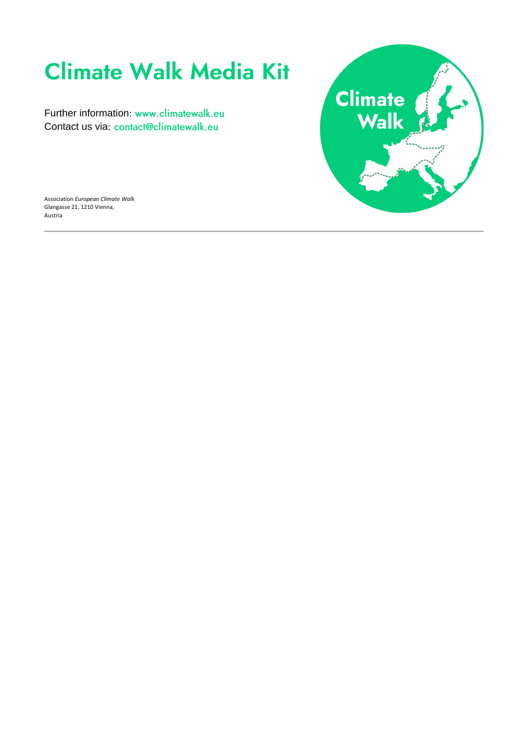# Climate Walk Media Kit

Further information: www.climatewalk.eu
Contact us via: contact@climatewalk.eu

Association *European Climate Walk*
Glangasse 21, 1210 Vienna,
Austria